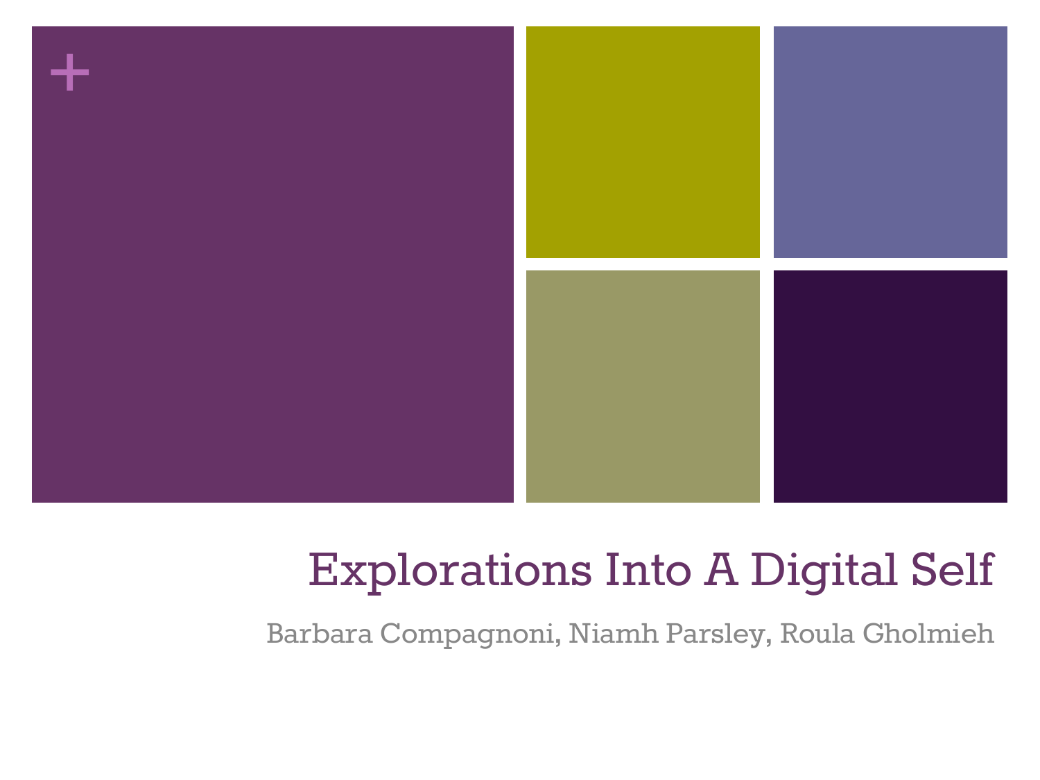# Explorations Into A Digital Self

Barbara Compagnoni, Niamh Parsley, Roula Gholmieh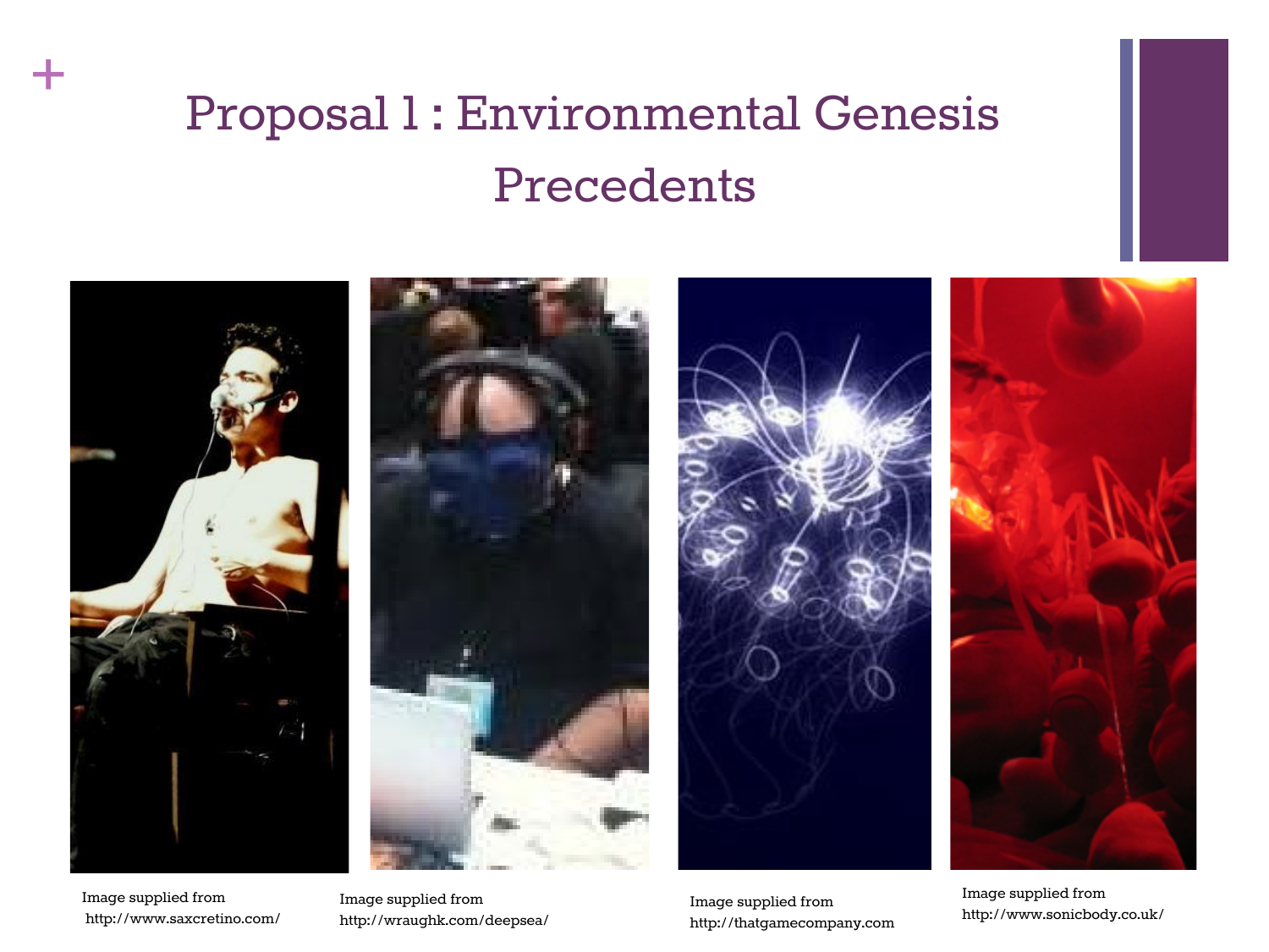# Proposal 1 : Environmental Genesis Precedents

Image supplied from http://www.saxcretino.com/

Image supplied from http://wraughk.com/deepsea/

Image supplied from http://thatgamecompany.com

Image supplied from http://www.sonicbody.co.uk/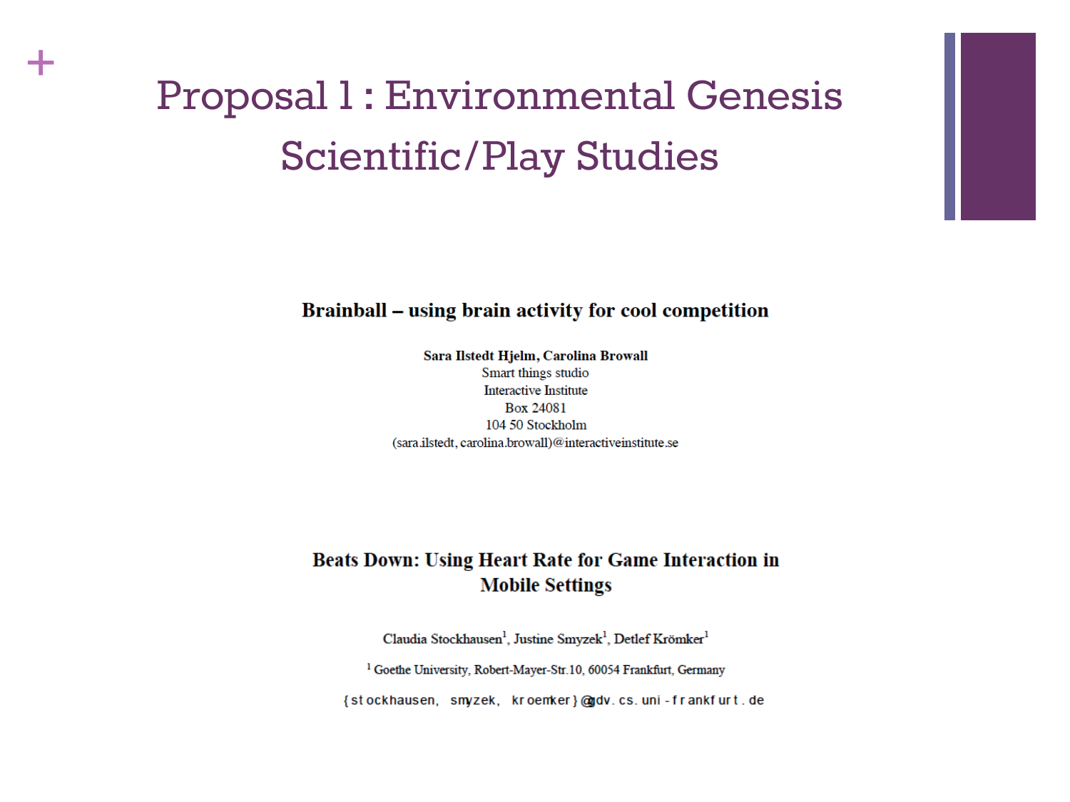# Proposal 1 : Environmental Genesis Scientific/Play Studies

**Brainball – using brain activity for cool competition**

**Sara Ilstedt Hjelm, Carolina Browall**
Smart things studio
Interactive Institute
Box 24081
104 50 Stockholm
(sara.ilstedt, carolina.browall)@interactiveinstitute.se

**Beats Down: Using Heart Rate for Game Interaction in Mobile Settings**

Claudia Stockhausen[1], Justine Smyzek[1], Detlef Krömker[1]

[1] Goethe University, Robert-Mayer-Str.10, 60054 Frankfurt, Germany

{stockhausen, smyzek, kroemker}@gdv.cs.uni-frankfurt.de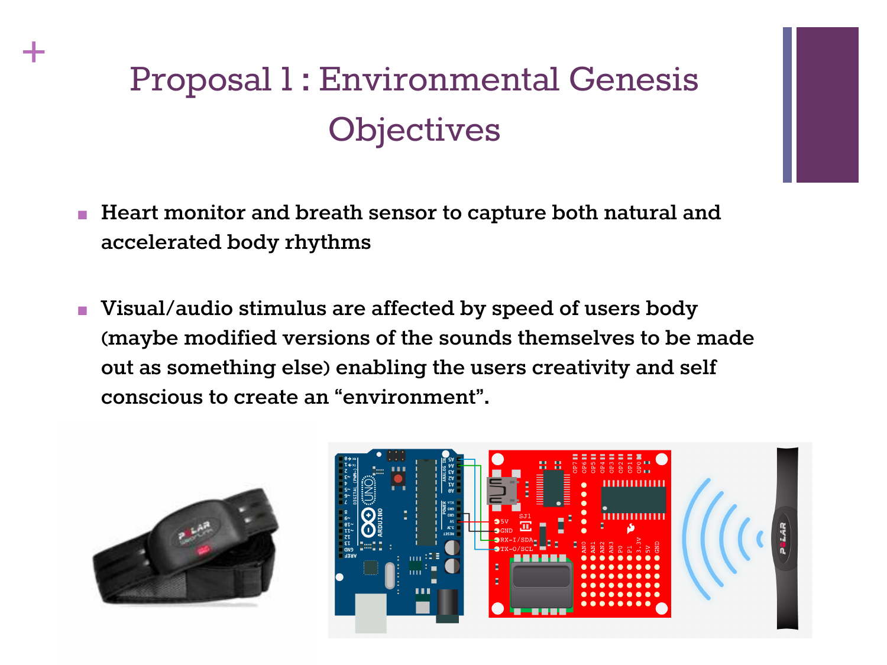# Proposal 1 : Environmental Genesis Objectives

- **Heart monitor and breath sensor to capture both natural and accelerated body rhythms**

- **Visual/audio stimulus are affected by speed of users body (maybe modified versions of the sounds themselves to be made out as something else) enabling the users creativity and self conscious to create an "environment".**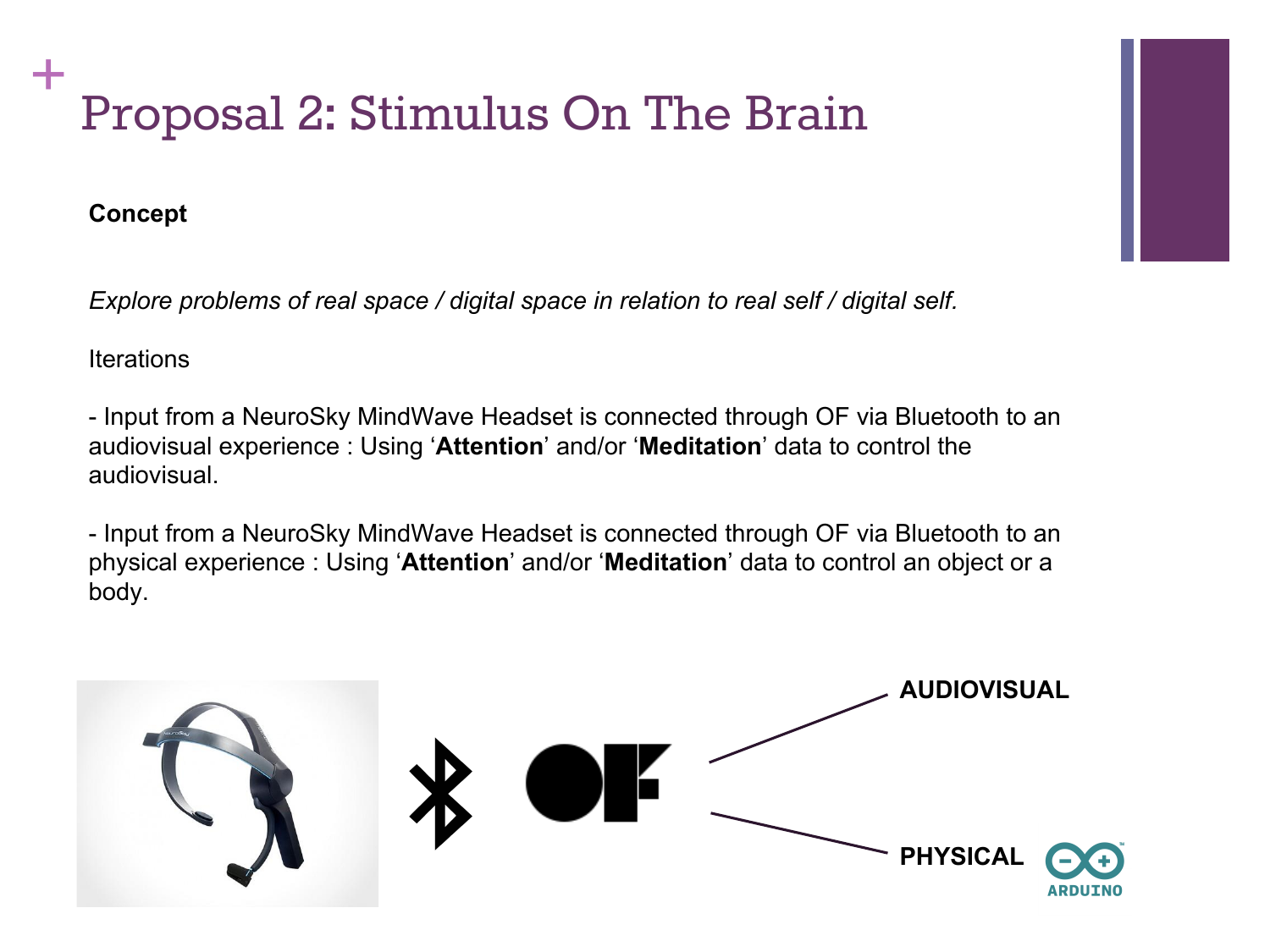# Proposal 2: Stimulus On The Brain

**Concept**

*Explore problems of real space / digital space in relation to real self / digital self.*

Iterations

- Input from a NeuroSky MindWave Headset is connected through OF via Bluetooth to an audiovisual experience : Using '**Attention**' and/or '**Meditation**' data to control the audiovisual.

- Input from a NeuroSky MindWave Headset is connected through OF via Bluetooth to an physical experience : Using '**Attention**' and/or '**Meditation**' data to control an object or a body.

**AUDIOVISUAL**

**PHYSICAL**

ARDUINO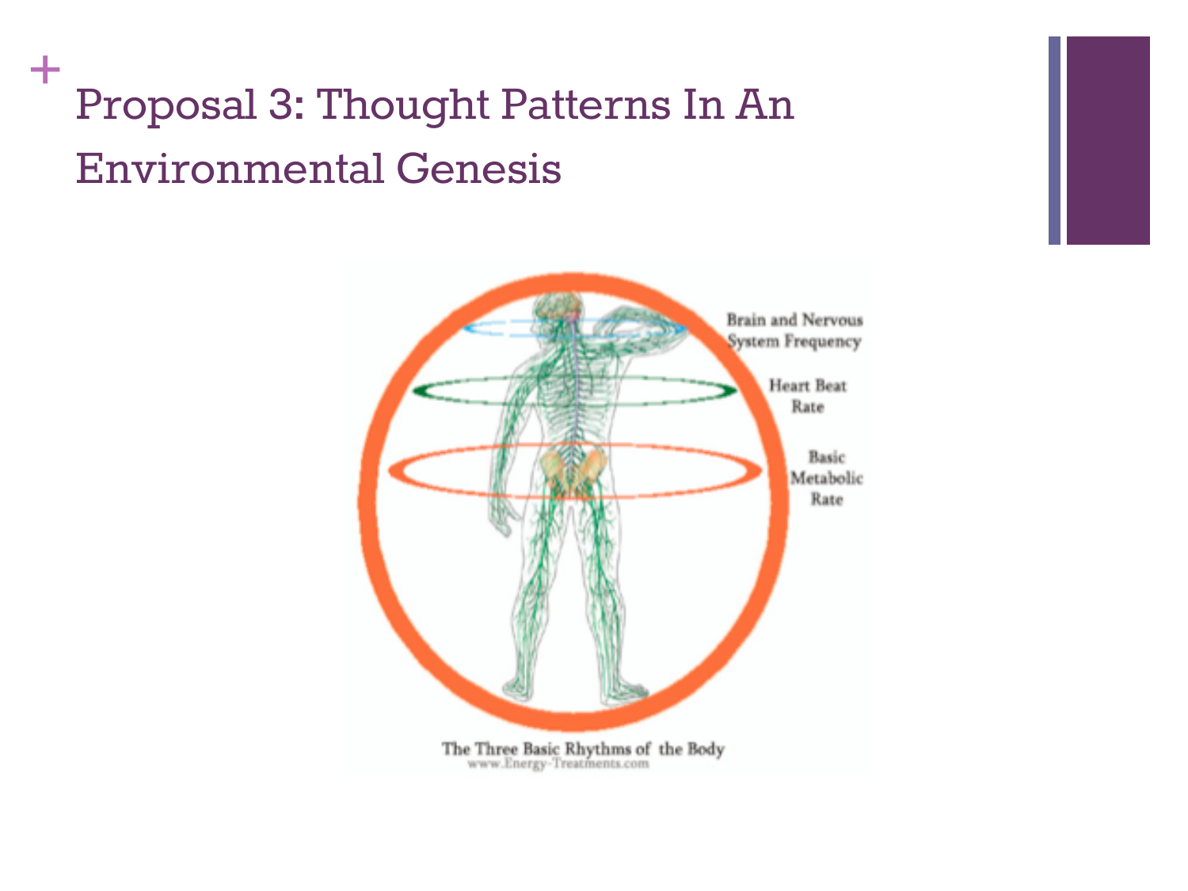# Proposal 3: Thought Patterns In An Environmental Genesis

Brain and Nervous System Frequency

Heart Beat Rate

Basic Metabolic Rate

The Three Basic Rhythms of the Body

www.Energy-Treatments.com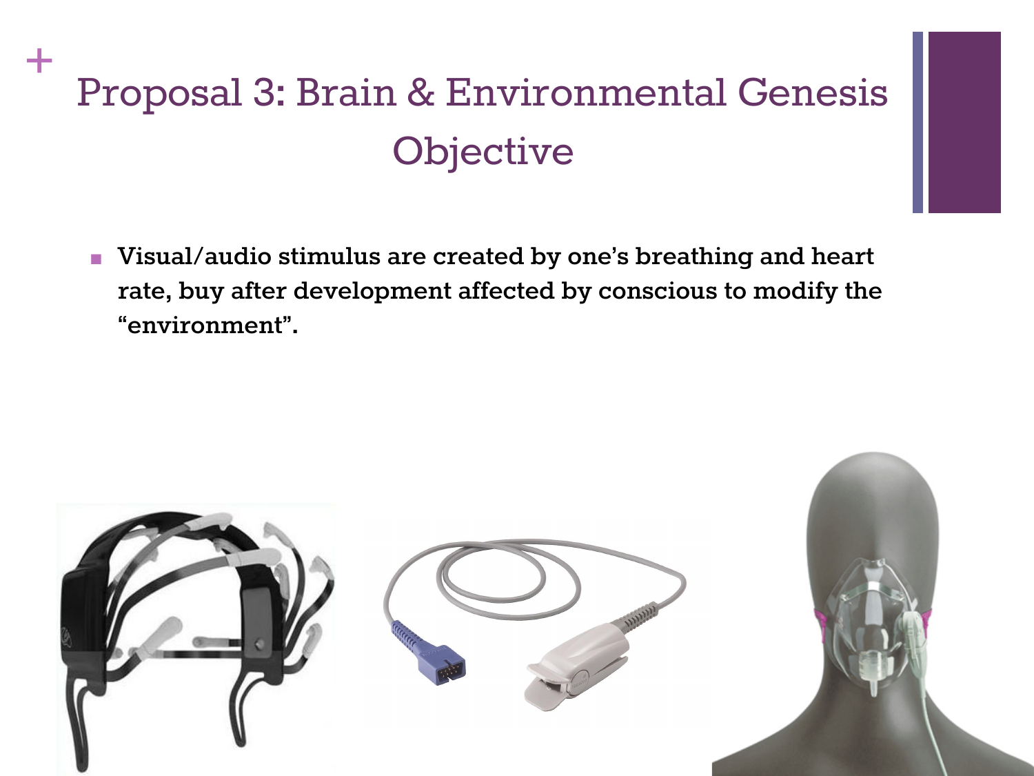# Proposal 3: Brain & Environmental Genesis Objective

- **Visual/audio stimulus are created by one's breathing and heart rate, buy after development affected by conscious to modify the "environment".**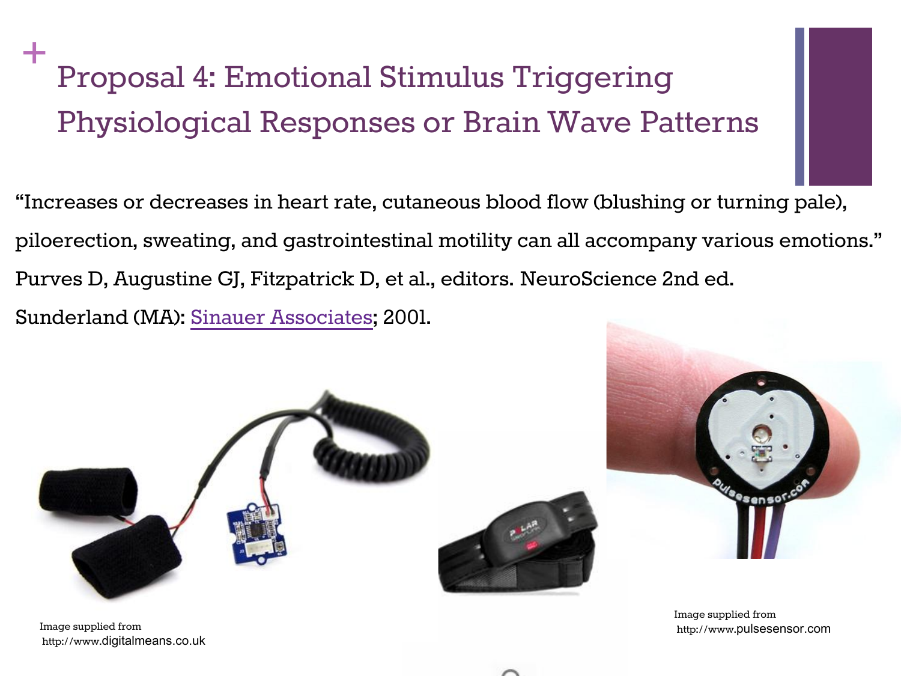# Proposal 4: Emotional Stimulus Triggering Physiological Responses or Brain Wave Patterns

"Increases or decreases in heart rate, cutaneous blood flow (blushing or turning pale), piloerection, sweating, and gastrointestinal motility can all accompany various emotions." Purves D, Augustine GJ, Fitzpatrick D, et al., editors. NeuroScience 2nd ed. Sunderland (MA): Sinauer Associates; 2001.

Image supplied from http://www.digitalmeans.co.uk

Image supplied from http://www.pulsesensor.com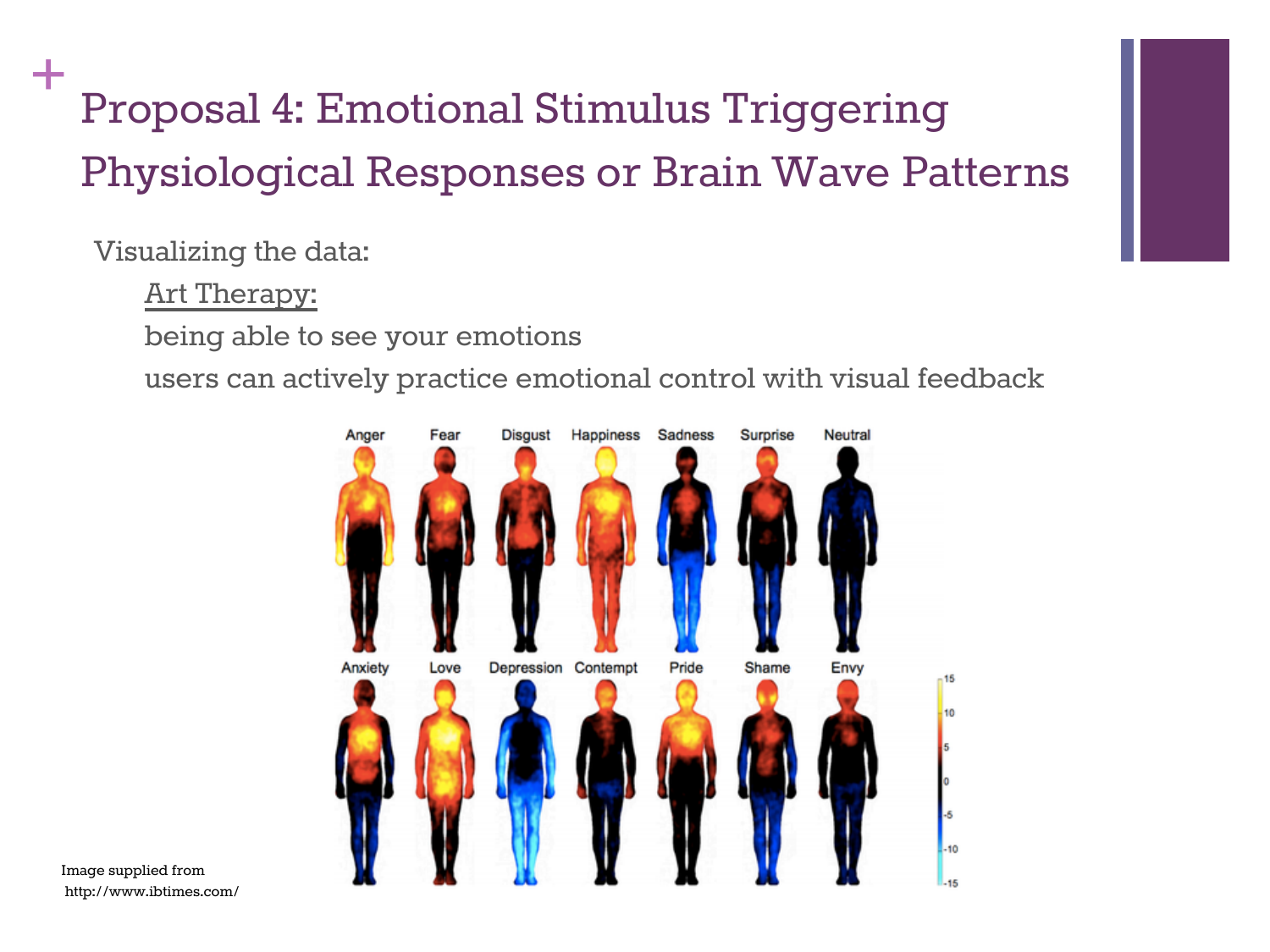# Proposal 4: Emotional Stimulus Triggering Physiological Responses or Brain Wave Patterns

Visualizing the data:

<u>Art Therapy:</u>

being able to see your emotions

users can actively practice emotional control with visual feedback

Anger
Fear
Disgust
Happiness
Sadness
Surprise
Neutral
Anxiety
Love
Depression
Contempt
Pride
Shame
Envy

15
10
5
0
-5
-10
-15

Image supplied from http://www.ibtimes.com/